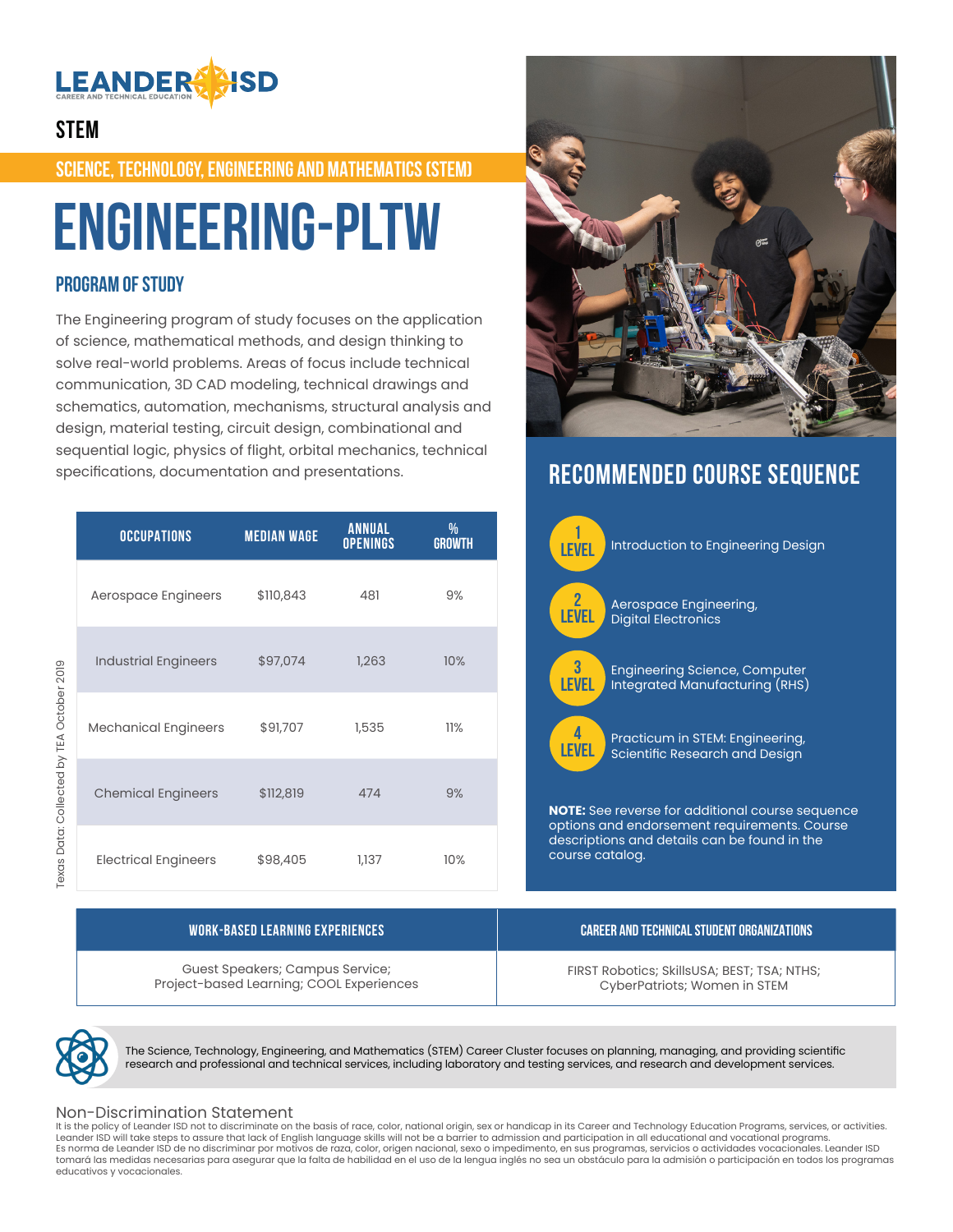LEANDER ISD

CAREER AND TECHNICAL EDUCATION

## STEM

### SCIENCE, TECHNOLOGY, ENGINEERING AND MATHEMATICS (STEM)

# ENGINEERING-PLTW

### PROGRAM OF STUDY

The Engineering program of study focuses on the application of science, mathematical methods, and design thinking to solve real-world problems. Areas of focus include technical communication, 3D CAD modeling, technical drawings and schematics, automation, mechanisms, structural analysis and design, material testing, circuit design, combinational and sequential logic, physics of flight, orbital mechanics, technical specifications, documentation and presentations.

| OCCUPATIONS | MEDIAN WAGE | ANNUAL OPENINGS | % GROWTH |
|---|---|---|---|
| Aerospace Engineers | $110,843 | 481 | 9% |
| Industrial Engineers | $97,074 | 1,263 | 10% |
| Mechanical Engineers | $91,707 | 1,535 | 11% |
| Chemical Engineers | $112,819 | 474 | 9% |
| Electrical Engineers | $98,405 | 1,137 | 10% |

Texas Data: Collected by TEA October 2019

## RECOMMENDED COURSE SEQUENCE

- **1 LEVEL** Introduction to Engineering Design
- **2 LEVEL** Aerospace Engineering, Digital Electronics
- **3 LEVEL** Engineering Science, Computer Integrated Manufacturing (RHS)
- **4 LEVEL** Practicum in STEM: Engineering, Scientific Research and Design

**NOTE:** See reverse for additional course sequence options and endorsement requirements. Course descriptions and details can be found in the course catalog.

| WORK-BASED LEARNING EXPERIENCES | CAREER AND TECHNICAL STUDENT ORGANIZATIONS |
|---|---|
| Guest Speakers; Campus Service; Project-based Learning; COOL Experiences | FIRST Robotics; SkillsUSA; BEST; TSA; NTHS; CyberPatriots; Women in STEM |

The Science, Technology, Engineering, and Mathematics (STEM) Career Cluster focuses on planning, managing, and providing scientific research and professional and technical services, including laboratory and testing services, and research and development services.

### Non-Discrimination Statement

It is the policy of Leander ISD not to discriminate on the basis of race, color, national origin, sex or handicap in its Career and Technology Education Programs, services, or activities. Leander ISD will take steps to assure that lack of English language skills will not be a barrier to admission and participation in all educational and vocational programs.
Es norma de Leander ISD de no discriminar por motivos de raza, color, origen nacional, sexo o impedimento, en sus programas, servicios o actividades vocacionales. Leander ISD tomará las medidas necesarias para asegurar que la falta de habilidad en el uso de la lengua inglés no sea un obstáculo para la admisión o participación en todos los programas educativos y vocacionales.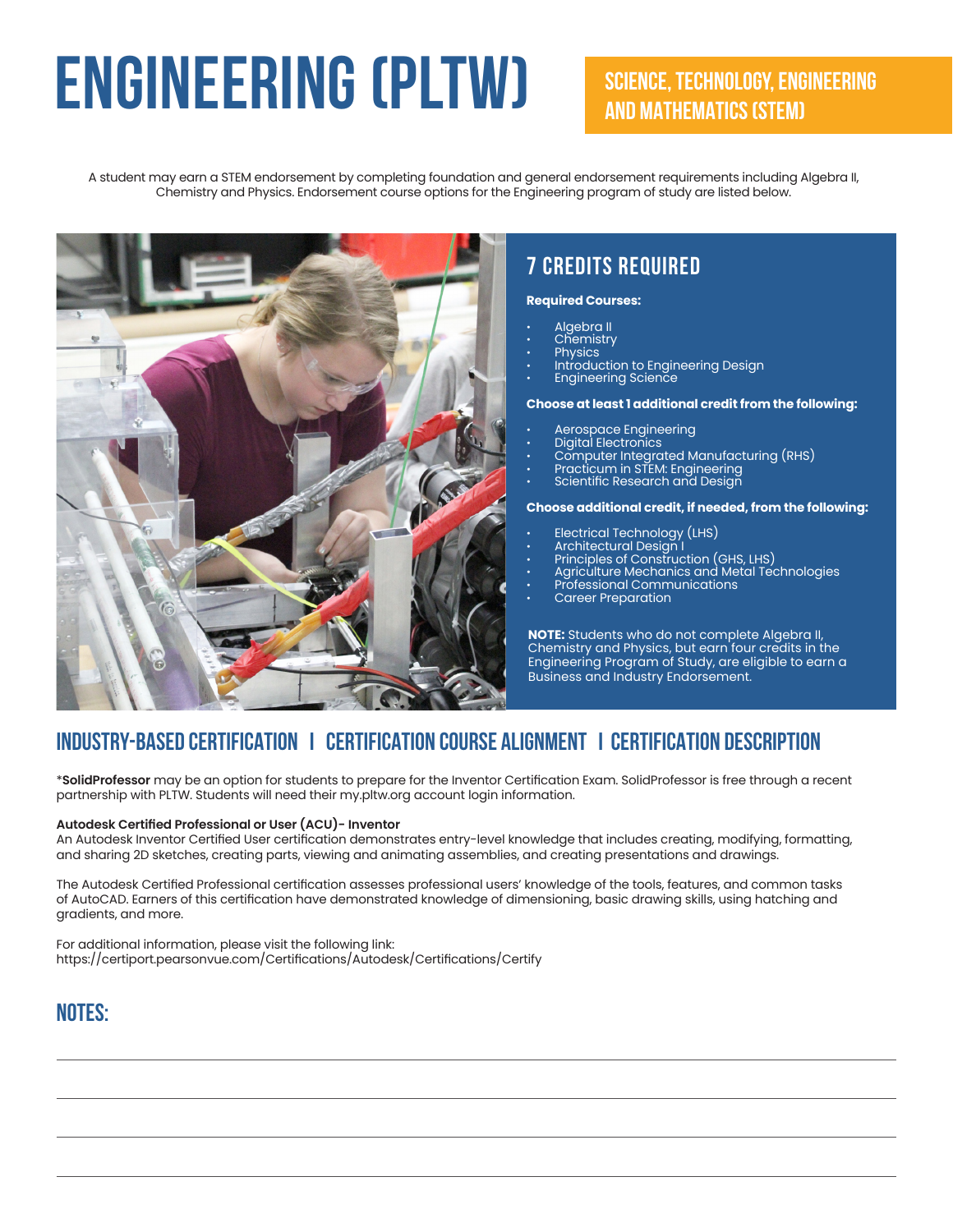# ENGINEERING (PLTW)

## SCIENCE, TECHNOLOGY, ENGINEERING AND MATHEMATICS (STEM)

A student may earn a STEM endorsement by completing foundation and general endorsement requirements including Algebra II, Chemistry and Physics. Endorsement course options for the Engineering program of study are listed below.

## 7 CREDITS REQUIRED

**Required Courses:**

- Algebra II
- Chemistry
- Physics
- Introduction to Engineering Design
- Engineering Science

**Choose at least 1 additional credit from the following:**

- Aerospace Engineering
- Digital Electronics
- Computer Integrated Manufacturing (RHS)
- Practicum in STEM: Engineering
- Scientific Research and Design

**Choose additional credit, if needed, from the following:**

- Electrical Technology (LHS)
- Architectural Design I
- Principles of Construction (GHS, LHS)
- Agriculture Mechanics and Metal Technologies
- Professional Communications
- Career Preparation

**NOTE:** Students who do not complete Algebra II, Chemistry and Physics, but earn four credits in the Engineering Program of Study, are eligible to earn a Business and Industry Endorsement.

## INDUSTRY-BASED CERTIFICATION | CERTIFICATION COURSE ALIGNMENT | CERTIFICATION DESCRIPTION

*__SolidProfessor__ may be an option for students to prepare for the Inventor Certification Exam. SolidProfessor is free through a recent partnership with PLTW. Students will need their my.pltw.org account login information.

**Autodesk Certified Professional or User (ACU)- Inventor**
An Autodesk Inventor Certified User certification demonstrates entry-level knowledge that includes creating, modifying, formatting, and sharing 2D sketches, creating parts, viewing and animating assemblies, and creating presentations and drawings.

The Autodesk Certified Professional certification assesses professional users' knowledge of the tools, features, and common tasks of AutoCAD. Earners of this certification have demonstrated knowledge of dimensioning, basic drawing skills, using hatching and gradients, and more.

For additional information, please visit the following link:
https://certiport.pearsonvue.com/Certifications/Autodesk/Certifications/Certify

## NOTES: